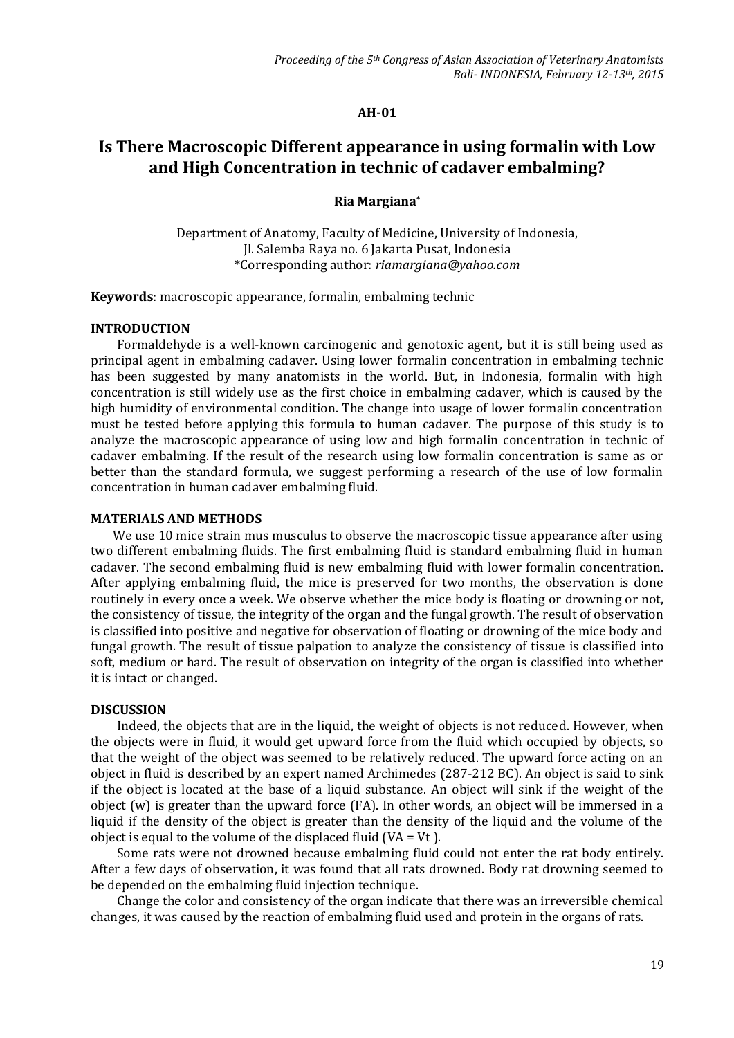**AH-01**

# Is There Macroscopic Different appearance in using formalin with Low and High Concentration in technic of cadaver embalming?

**Ria Margiana***

Department of Anatomy, Faculty of Medicine, University of Indonesia, Jl. Salemba Raya no. 6 Jakarta Pusat, Indonesia
*Corresponding author: *riamargiana@yahoo.com*

**Keywords**: macroscopic appearance, formalin, embalming technic

## INTRODUCTION

Formaldehyde is a well-known carcinogenic and genotoxic agent, but it is still being used as principal agent in embalming cadaver. Using lower formalin concentration in embalming technic has been suggested by many anatomists in the world. But, in Indonesia, formalin with high concentration is still widely use as the first choice in embalming cadaver, which is caused by the high humidity of environmental condition. The change into usage of lower formalin concentration must be tested before applying this formula to human cadaver. The purpose of this study is to analyze the macroscopic appearance of using low and high formalin concentration in technic of cadaver embalming. If the result of the research using low formalin concentration is same as or better than the standard formula, we suggest performing a research of the use of low formalin concentration in human cadaver embalming fluid.

## MATERIALS AND METHODS

We use 10 mice strain mus musculus to observe the macroscopic tissue appearance after using two different embalming fluids. The first embalming fluid is standard embalming fluid in human cadaver. The second embalming fluid is new embalming fluid with lower formalin concentration. After applying embalming fluid, the mice is preserved for two months, the observation is done routinely in every once a week. We observe whether the mice body is floating or drowning or not, the consistency of tissue, the integrity of the organ and the fungal growth. The result of observation is classified into positive and negative for observation of floating or drowning of the mice body and fungal growth. The result of tissue palpation to analyze the consistency of tissue is classified into soft, medium or hard. The result of observation on integrity of the organ is classified into whether it is intact or changed.

## DISCUSSION

Indeed, the objects that are in the liquid, the weight of objects is not reduced. However, when the objects were in fluid, it would get upward force from the fluid which occupied by objects, so that the weight of the object was seemed to be relatively reduced. The upward force acting on an object in fluid is described by an expert named Archimedes (287-212 BC). An object is said to sink if the object is located at the base of a liquid substance. An object will sink if the weight of the object (w) is greater than the upward force (FA). In other words, an object will be immersed in a liquid if the density of the object is greater than the density of the liquid and the volume of the object is equal to the volume of the displaced fluid ($VA = Vt$ ).

Some rats were not drowned because embalming fluid could not enter the rat body entirely. After a few days of observation, it was found that all rats drowned. Body rat drowning seemed to be depended on the embalming fluid injection technique.

Change the color and consistency of the organ indicate that there was an irreversible chemical changes, it was caused by the reaction of embalming fluid used and protein in the organs of rats.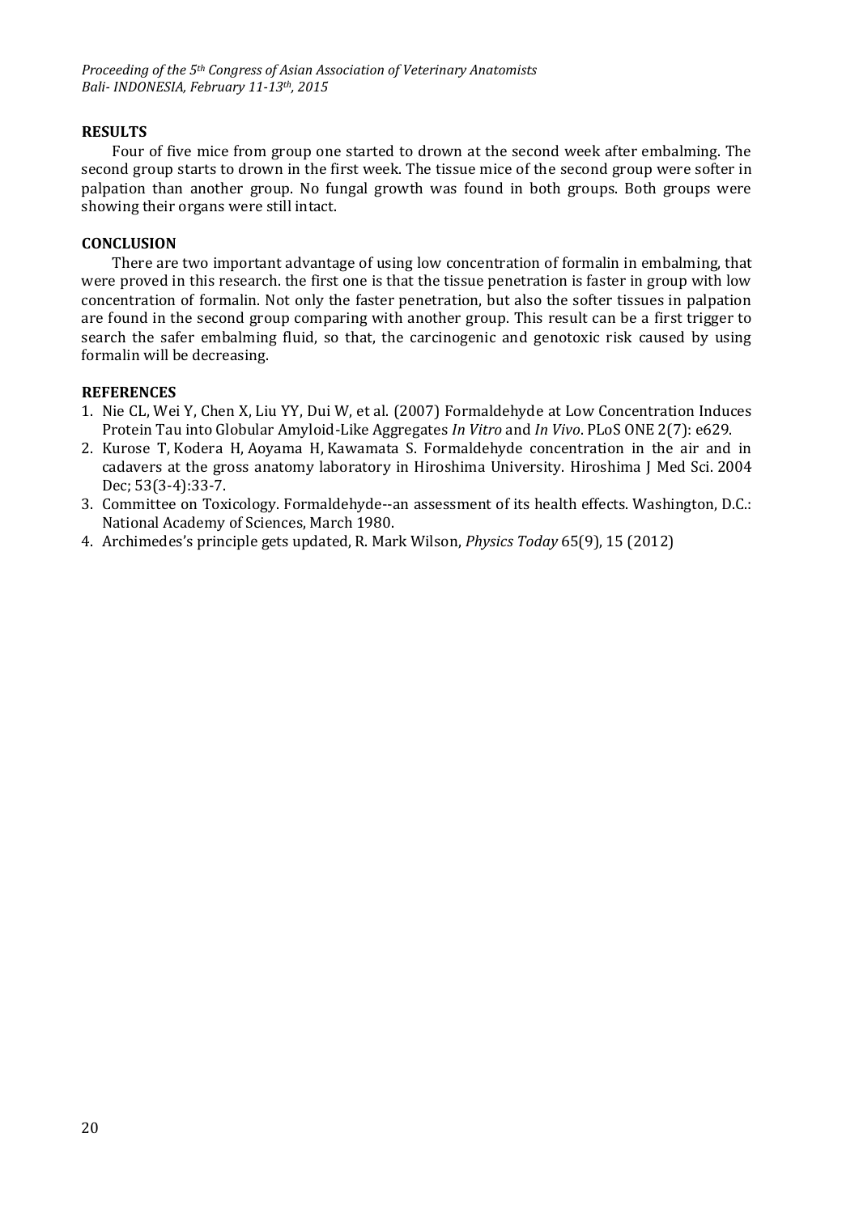## RESULTS

Four of five mice from group one started to drown at the second week after embalming. The second group starts to drown in the first week. The tissue mice of the second group were softer in palpation than another group. No fungal growth was found in both groups. Both groups were showing their organs were still intact.

## CONCLUSION

There are two important advantage of using low concentration of formalin in embalming, that were proved in this research. the first one is that the tissue penetration is faster in group with low concentration of formalin. Not only the faster penetration, but also the softer tissues in palpation are found in the second group comparing with another group. This result can be a first trigger to search the safer embalming fluid, so that, the carcinogenic and genotoxic risk caused by using formalin will be decreasing.

## REFERENCES

1. Nie CL, Wei Y, Chen X, Liu YY, Dui W, et al. (2007) Formaldehyde at Low Concentration Induces Protein Tau into Globular Amyloid-Like Aggregates *In Vitro* and *In Vivo*. PLoS ONE 2(7): e629.
2. Kurose T, Kodera H, Aoyama H, Kawamata S. Formaldehyde concentration in the air and in cadavers at the gross anatomy laboratory in Hiroshima University. Hiroshima J Med Sci. 2004 Dec; 53(3-4):33-7.
3. Committee on Toxicology. Formaldehyde--an assessment of its health effects. Washington, D.C.: National Academy of Sciences, March 1980.
4. Archimedes's principle gets updated, R. Mark Wilson, *Physics Today* 65(9), 15 (2012)